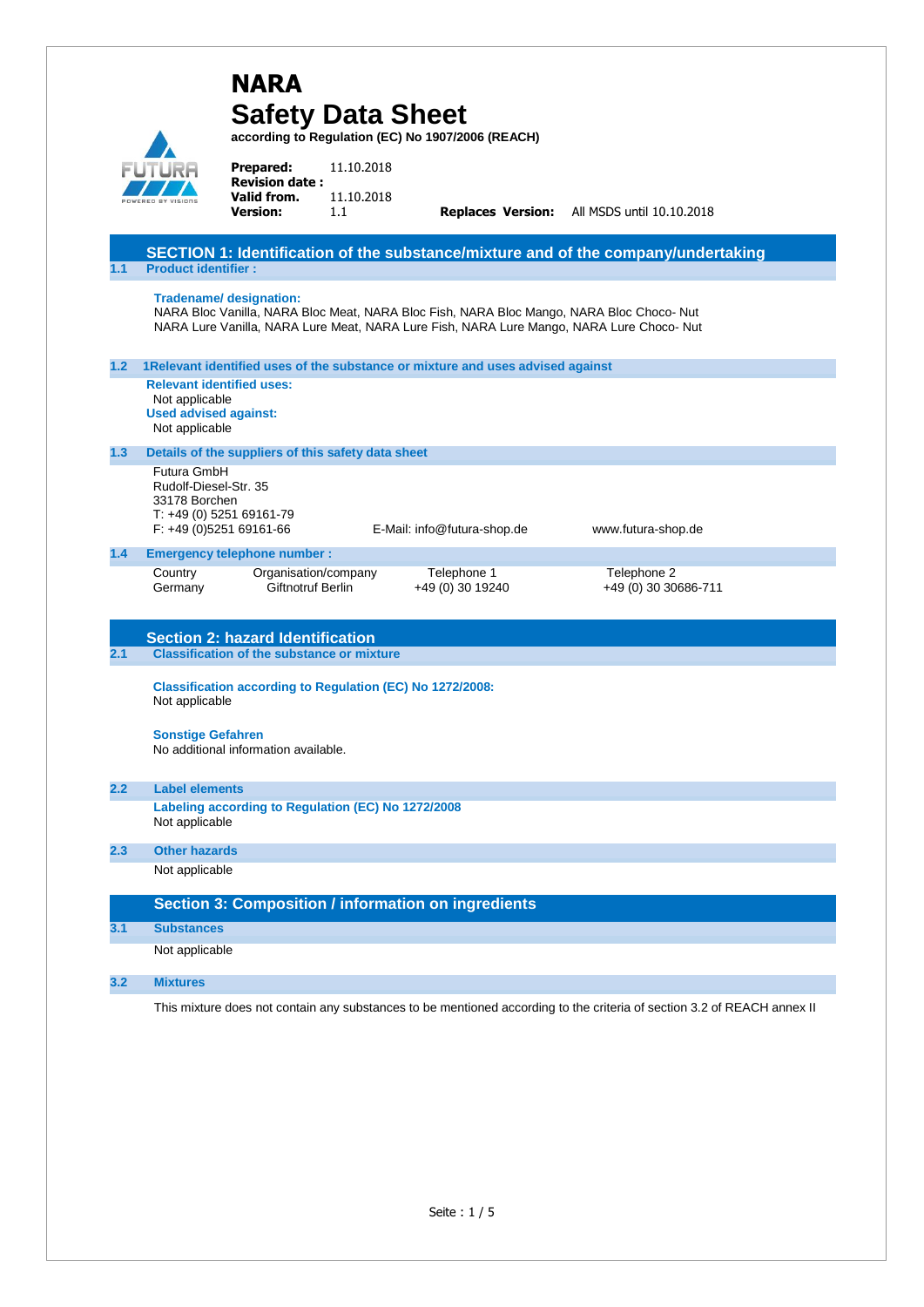# NARA
# Safety Data Sheet

**according to Regulation (EC) No 1907/2006 (REACH)**

**Prepared:** 11.10.2018
**Revision date :**
**Valid from.** 11.10.2018
**Version:** 1.1 **Replaces Version:** All MSDS until 10.10.2018

## SECTION 1: Identification of the substance/mixture and of the company/undertaking

### 1.1 Product identifier :

**Tradename/ designation:**
NARA Bloc Vanilla, NARA Bloc Meat, NARA Bloc Fish, NARA Bloc Mango, NARA Bloc Choco- Nut
NARA Lure Vanilla, NARA Lure Meat, NARA Lure Fish, NARA Lure Mango, NARA Lure Choco- Nut

### 1.2 1Relevant identified uses of the substance or mixture and uses advised against

**Relevant identified uses:**
Not applicable
**Used advised against:**
Not applicable

### 1.3 Details of the suppliers of this safety data sheet

Futura GmbH
Rudolf-Diesel-Str. 35
33178 Borchen
T: +49 (0) 5251 69161-79
F: +49 (0)5251 69161-66 E-Mail: info@futura-shop.de www.futura-shop.de

### 1.4 Emergency telephone number :

| Country | Organisation/company | Telephone 1 | Telephone 2 |
|---|---|---|---|
| Germany | Giftnotruf Berlin | +49 (0) 30 19240 | +49 (0) 30 30686-711 |

## Section 2: hazard Identification

### 2.1 Classification of the substance or mixture

**Classification according to Regulation (EC) No 1272/2008:**
Not applicable

**Sonstige Gefahren**
No additional information available.

### 2.2 Label elements

**Labeling according to Regulation (EC) No 1272/2008**
Not applicable

### 2.3 Other hazards

Not applicable

## Section 3: Composition / information on ingredients

### 3.1 Substances

Not applicable

### 3.2 Mixtures

This mixture does not contain any substances to be mentioned according to the criteria of section 3.2 of REACH annex II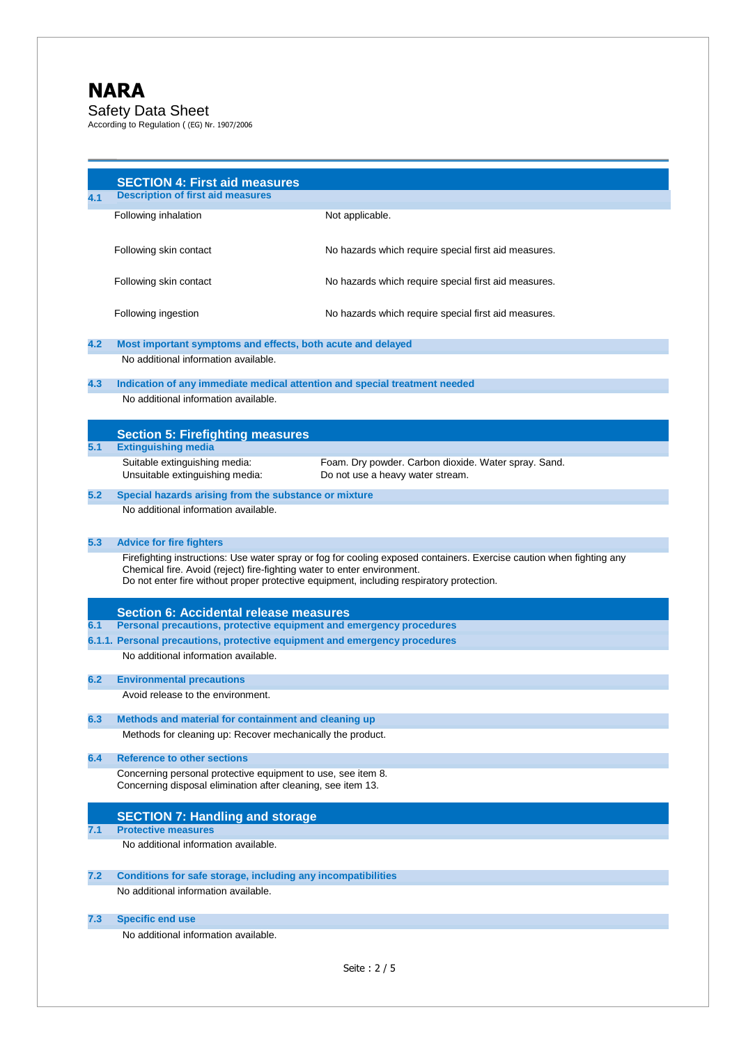# NARA

Safety Data Sheet

According to Regulation ( (EG) Nr. 1907/2006

## SECTION 4: First aid measures

### 4.1 Description of first aid measures

| | |
|---|---|
| Following inhalation | Not applicable. |
| Following skin contact | No hazards which require special first aid measures. |
| Following skin contact | No hazards which require special first aid measures. |
| Following ingestion | No hazards which require special first aid measures. |

### 4.2 Most important symptoms and effects, both acute and delayed

No additional information available.

### 4.3 Indication of any immediate medical attention and special treatment needed

No additional information available.

## Section 5: Firefighting measures

### 5.1 Extinguishing media

| | |
|---|---|
| Suitable extinguishing media: | Foam. Dry powder. Carbon dioxide. Water spray. Sand. |
| Unsuitable extinguishing media: | Do not use a heavy water stream. |

### 5.2 Special hazards arising from the substance or mixture

No additional information available.

### 5.3 Advice for fire fighters

Firefighting instructions: Use water spray or fog for cooling exposed containers. Exercise caution when fighting any Chemical fire. Avoid (reject) fire-fighting water to enter environment.
Do not enter fire without proper protective equipment, including respiratory protection.

## Section 6: Accidental release measures

### 6.1 Personal precautions, protective equipment and emergency procedures

#### 6.1.1. Personal precautions, protective equipment and emergency procedures

No additional information available.

### 6.2 Environmental precautions

Avoid release to the environment.

### 6.3 Methods and material for containment and cleaning up

Methods for cleaning up: Recover mechanically the product.

### 6.4 Reference to other sections

Concerning personal protective equipment to use, see item 8.
Concerning disposal elimination after cleaning, see item 13.

## SECTION 7: Handling and storage

### 7.1 Protective measures

No additional information available.

### 7.2 Conditions for safe storage, including any incompatibilities

No additional information available.

### 7.3 Specific end use

No additional information available.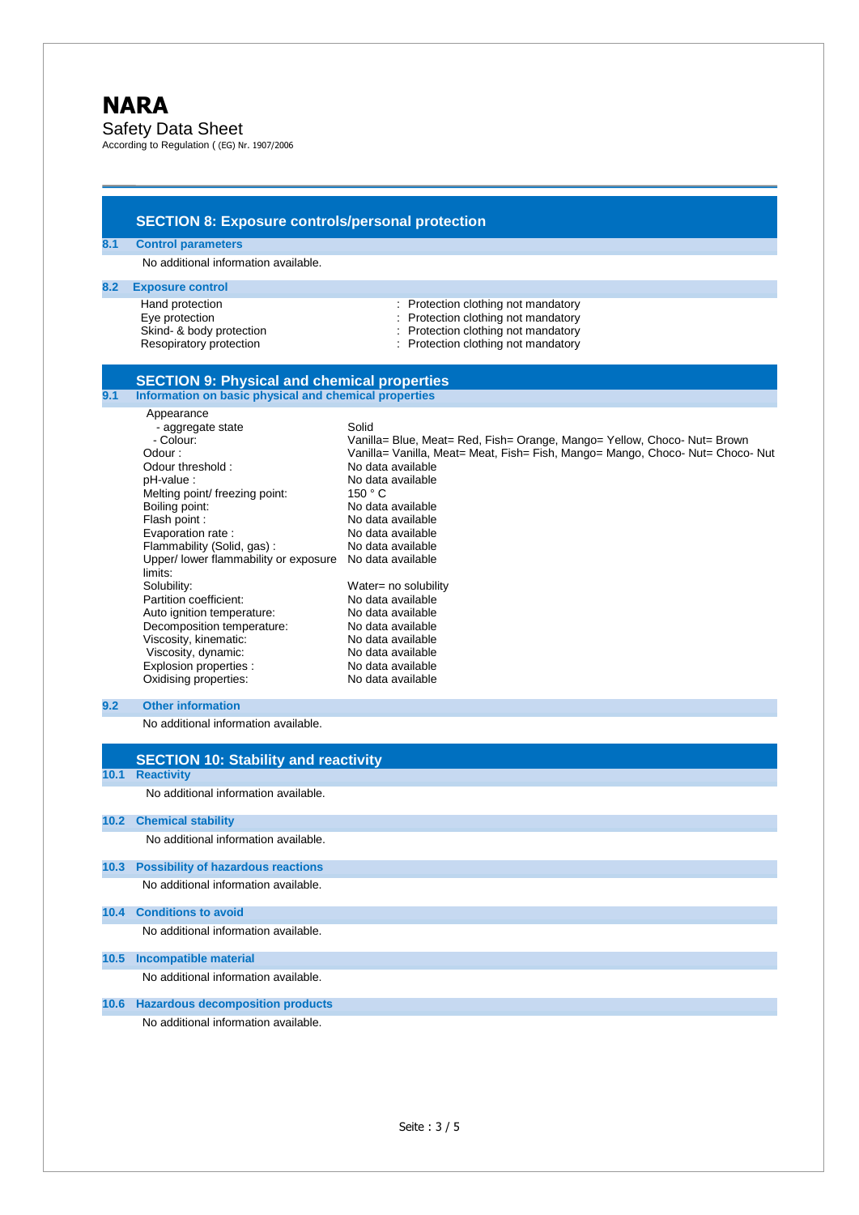# NARA

Safety Data Sheet

According to Regulation ( (EG) Nr. 1907/2006

## SECTION 8: Exposure controls/personal protection

### 8.1 Control parameters

No additional information available.

### 8.2 Exposure control

| | |
|---|---|
| Hand protection | : Protection clothing not mandatory |
| Eye protection | : Protection clothing not mandatory |
| Skind- & body protection | : Protection clothing not mandatory |
| Resopiratory protection | : Protection clothing not mandatory |

## SECTION 9: Physical and chemical properties

### 9.1 Information on basic physical and chemical properties

| | |
|---|---|
| Appearance | |
| - aggregate state | Solid |
| - Colour: | Vanilla= Blue, Meat= Red, Fish= Orange, Mango= Yellow, Choco- Nut= Brown |
| Odour : | Vanilla= Vanilla, Meat= Meat, Fish= Fish, Mango= Mango, Choco- Nut= Choco- Nut |
| Odour threshold : | No data available |
| pH-value : | No data available |
| Melting point/ freezing point: | 150 ° C |
| Boiling point: | No data available |
| Flash point : | No data available |
| Evaporation rate : | No data available |
| Flammability (Solid, gas) : | No data available |
| Upper/ lower flammability or exposure limits: | No data available |
| Solubility: | Water= no solubility |
| Partition coefficient: | No data available |
| Auto ignition temperature: | No data available |
| Decomposition temperature: | No data available |
| Viscosity, kinematic: | No data available |
| Viscosity, dynamic: | No data available |
| Explosion properties : | No data available |
| Oxidising properties: | No data available |

### 9.2 Other information

No additional information available.

## SECTION 10: Stability and reactivity

### 10.1 Reactivity

No additional information available.

### 10.2 Chemical stability

No additional information available.

### 10.3 Possibility of hazardous reactions

No additional information available.

### 10.4 Conditions to avoid

No additional information available.

### 10.5 Incompatible material

No additional information available.

### 10.6 Hazardous decomposition products

No additional information available.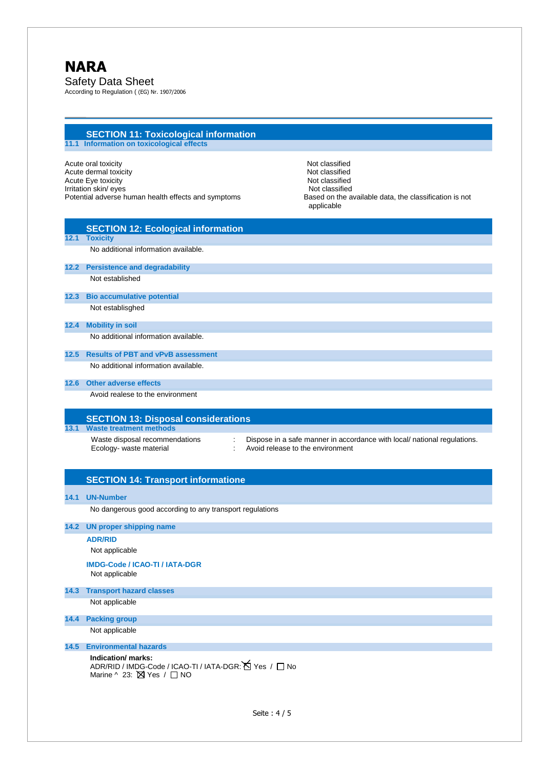# NARA

Safety Data Sheet

According to Regulation ( (EG) Nr. 1907/2006

## SECTION 11: Toxicological information

### 11.1 Information on toxicological effects

| | |
|---|---|
| Acute oral toxicity | Not classified |
| Acute dermal toxicity | Not classified |
| Acute Eye toxicity | Not classified |
| Irritation skin/ eyes | Not classified |
| Potential adverse human health effects and symptoms | Based on the available data, the classification is not applicable |

## SECTION 12: Ecological information

### 12.1 Toxicity

No additional information available.

### 12.2 Persistence and degradability

Not established

### 12.3 Bio accumulative potential

Not establisghed

### 12.4 Mobility in soil

No additional information available.

### 12.5 Results of PBT and vPvB assessment

No additional information available.

### 12.6 Other adverse effects

Avoid realese to the environment

## SECTION 13: Disposal considerations

### 13.1 Waste treatment methods

| | |
|---|---|
| Waste disposal recommendations | : Dispose in a safe manner in accordance with local/ national regulations. |
| Ecology- waste material | : Avoid release to the environment |

## SECTION 14: Transport informatione

### 14.1 UN-Number

No dangerous good according to any transport regulations

### 14.2 UN proper shipping name

**ADR/RID**

Not applicable

**IMDG-Code / ICAO-TI / IATA-DGR**

Not applicable

### 14.3 Transport hazard classes

Not applicable

### 14.4 Packing group

Not applicable

### 14.5 Environmental hazards

**Indication/ marks:**

ADR/RID / IMDG-Code / ICAO-TI / IATA-DGR: ☒ Yes / ☐ No

Marine ^ 23: ☒ Yes / ☐ NO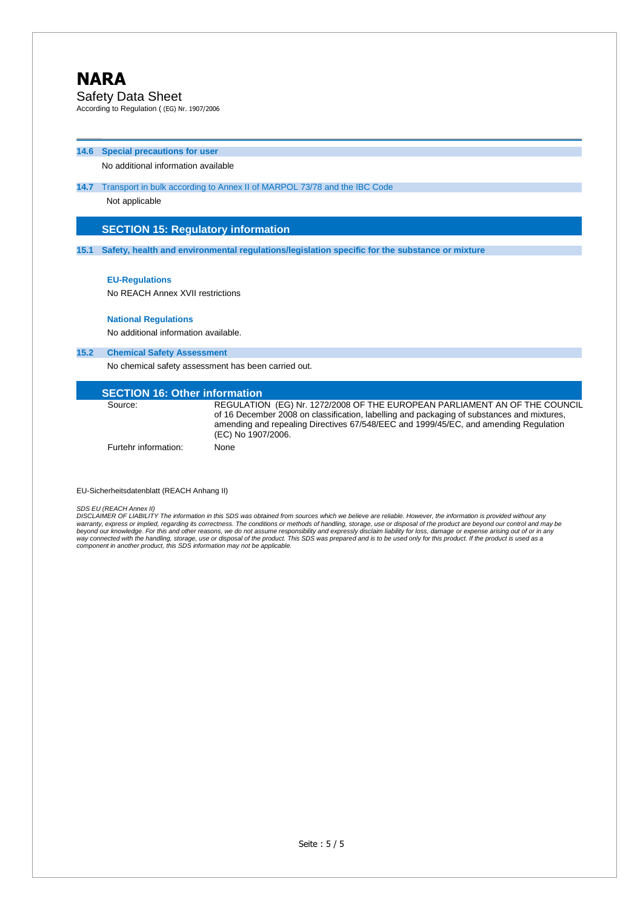**14.6 Special precautions for user**

No additional information available

**14.7** Transport in bulk according to Annex II of MARPOL 73/78 and the IBC Code

Not applicable

## SECTION 15: Regulatory information

**15.1 Safety, health and environmental regulations/legislation specific for the substance or mixture**

**EU-Regulations**

No REACH Annex XVII restrictions

**National Regulations**

No additional information available.

**15.2 Chemical Safety Assessment**

No chemical safety assessment has been carried out.

## SECTION 16: Other information

| | |
|---|---|
| Source: | REGULATION (EG) Nr. 1272/2008 OF THE EUROPEAN PARLIAMENT AN OF THE COUNCIL of 16 December 2008 on classification, labelling and packaging of substances and mixtures, amending and repealing Directives 67/548/EEC and 1999/45/EC, and amending Regulation (EC) No 1907/2006. |
| Furtehr information: | None |

EU-Sicherheitsdatenblatt (REACH Anhang II)

*SDS EU (REACH Annex II)*
*DISCLAIMER OF LIABILITY The information in this SDS was obtained from sources which we believe are reliable. However, the information is provided without any warranty, express or implied, regarding its correctness. The conditions or methods of handling, storage, use or disposal of the product are beyond our control and may be beyond our knowledge. For this and other reasons, we do not assume responsibility and expressly disclaim liability for loss, damage or expense arising out of or in any way connected with the handling, storage, use or disposal of the product. This SDS was prepared and is to be used only for this product. If the product is used as a component in another product, this SDS information may not be applicable.*